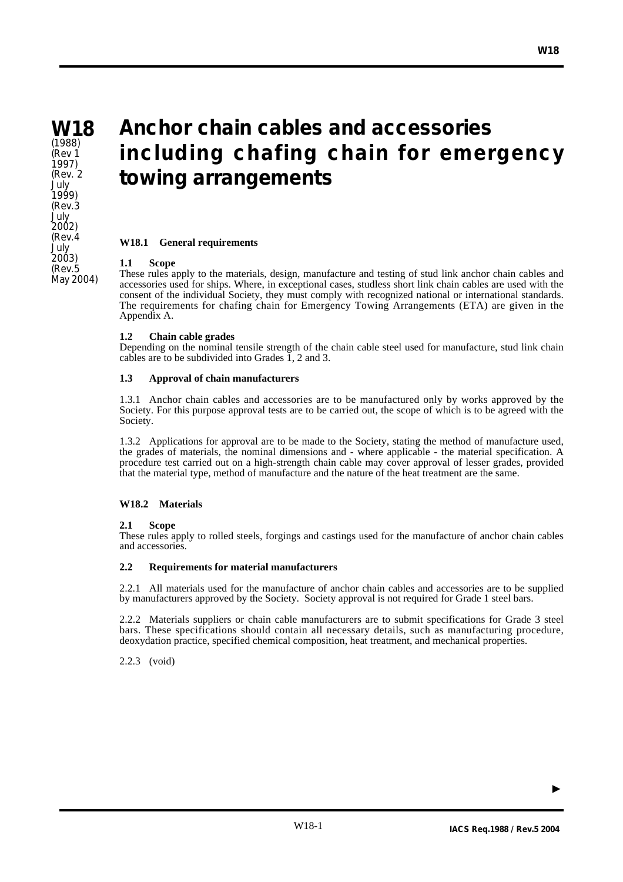# W18

(1988)
(Rev 1 1997)
(Rev. 2 July 1999)
(Rev.3 July 2002)
(Rev.4 July 2003)
(Rev.5 May 2004)

# Anchor chain cables and accessories including chafing chain for emergency towing arrangements

## W18.1 General requirements

### 1.1 Scope

These rules apply to the materials, design, manufacture and testing of stud link anchor chain cables and accessories used for ships. Where, in exceptional cases, studless short link chain cables are used with the consent of the individual Society, they must comply with recognized national or international standards. The requirements for chafing chain for Emergency Towing Arrangements (ETA) are given in the Appendix A.

### 1.2 Chain cable grades

Depending on the nominal tensile strength of the chain cable steel used for manufacture, stud link chain cables are to be subdivided into Grades 1, 2 and 3.

### 1.3 Approval of chain manufacturers

1.3.1 Anchor chain cables and accessories are to be manufactured only by works approved by the Society. For this purpose approval tests are to be carried out, the scope of which is to be agreed with the Society.

1.3.2 Applications for approval are to be made to the Society, stating the method of manufacture used, the grades of materials, the nominal dimensions and - where applicable - the material specification. A procedure test carried out on a high-strength chain cable may cover approval of lesser grades, provided that the material type, method of manufacture and the nature of the heat treatment are the same.

## W18.2 Materials

### 2.1 Scope

These rules apply to rolled steels, forgings and castings used for the manufacture of anchor chain cables and accessories.

### 2.2 Requirements for material manufacturers

2.2.1 All materials used for the manufacture of anchor chain cables and accessories are to be supplied by manufacturers approved by the Society. Society approval is not required for Grade 1 steel bars.

2.2.2 Materials suppliers or chain cable manufacturers are to submit specifications for Grade 3 steel bars. These specifications should contain all necessary details, such as manufacturing procedure, deoxydation practice, specified chemical composition, heat treatment, and mechanical properties.

2.2.3 (void)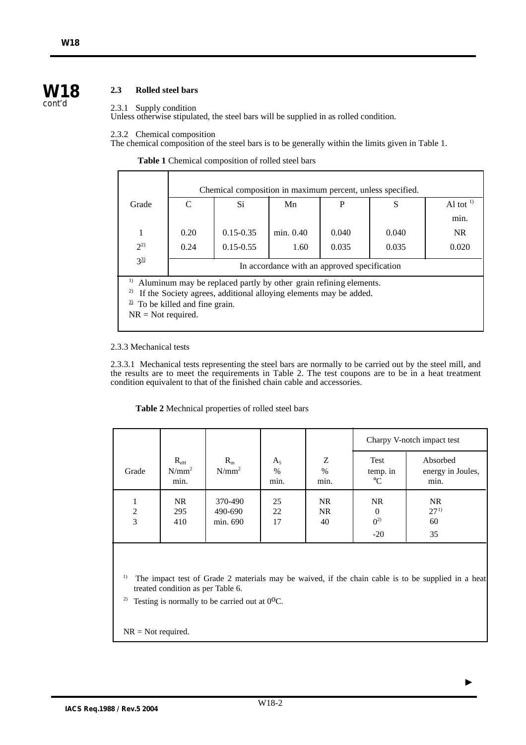### 2.3 Rolled steel bars

2.3.1 Supply condition

Unless otherwise stipulated, the steel bars will be supplied in as rolled condition.

2.3.2 Chemical composition

The chemical composition of the steel bars is to be generally within the limits given in Table 1.

**Table 1** Chemical composition of rolled steel bars

| Grade | Chemical composition in maximum percent, unless specified. | | | | | |
|---|---|---|---|---|---|---|
| | C | Si | Mn | P | S | Al tot [1] min. |
| 1 | 0.20 | 0.15-0.35 | min. 0.40 | 0.040 | 0.040 | NR |
| 2[2] | 0.24 | 0.15-0.55 | 1.60 | 0.035 | 0.035 | 0.020 |
| 3[3] | In accordance with an approved specification | | | | | |

[1] Aluminum may be replaced partly by other grain refining elements.
[2] If the Society agrees, additional alloying elements may be added.
[3] To be killed and fine grain.
NR = Not required.

2.3.3 Mechanical tests

2.3.3.1 Mechanical tests representing the steel bars are normally to be carried out by the steel mill, and the results are to meet the requirements in Table 2. The test coupons are to be in a heat treatment condition equivalent to that of the finished chain cable and accessories.

**Table 2** Mechnical properties of rolled steel bars

| Grade | $R_{eH}$ $N/mm^2$ min. | $R_m$ $N/mm^2$ | $A_5$ % min. | Z % min. | Charpy V-notch impact test: Test temp. in °C | Charpy V-notch impact test: Absorbed energy in Joules, min. |
|---|---|---|---|---|---|---|
| 1 | NR | 370-490 | 25 | NR | NR | NR |
| 2 | 295 | 490-690 | 22 | NR | 0 | 27[1] |
| 3 | 410 | min. 690 | 17 | 40 | 0[2] | 60 |
| | | | | | -20 | 35 |

[1] The impact test of Grade 2 materials may be waived, if the chain cable is to be supplied in a heat treated condition as per Table 6.
[2] Testing is normally to be carried out at 0°C.

NR = Not required.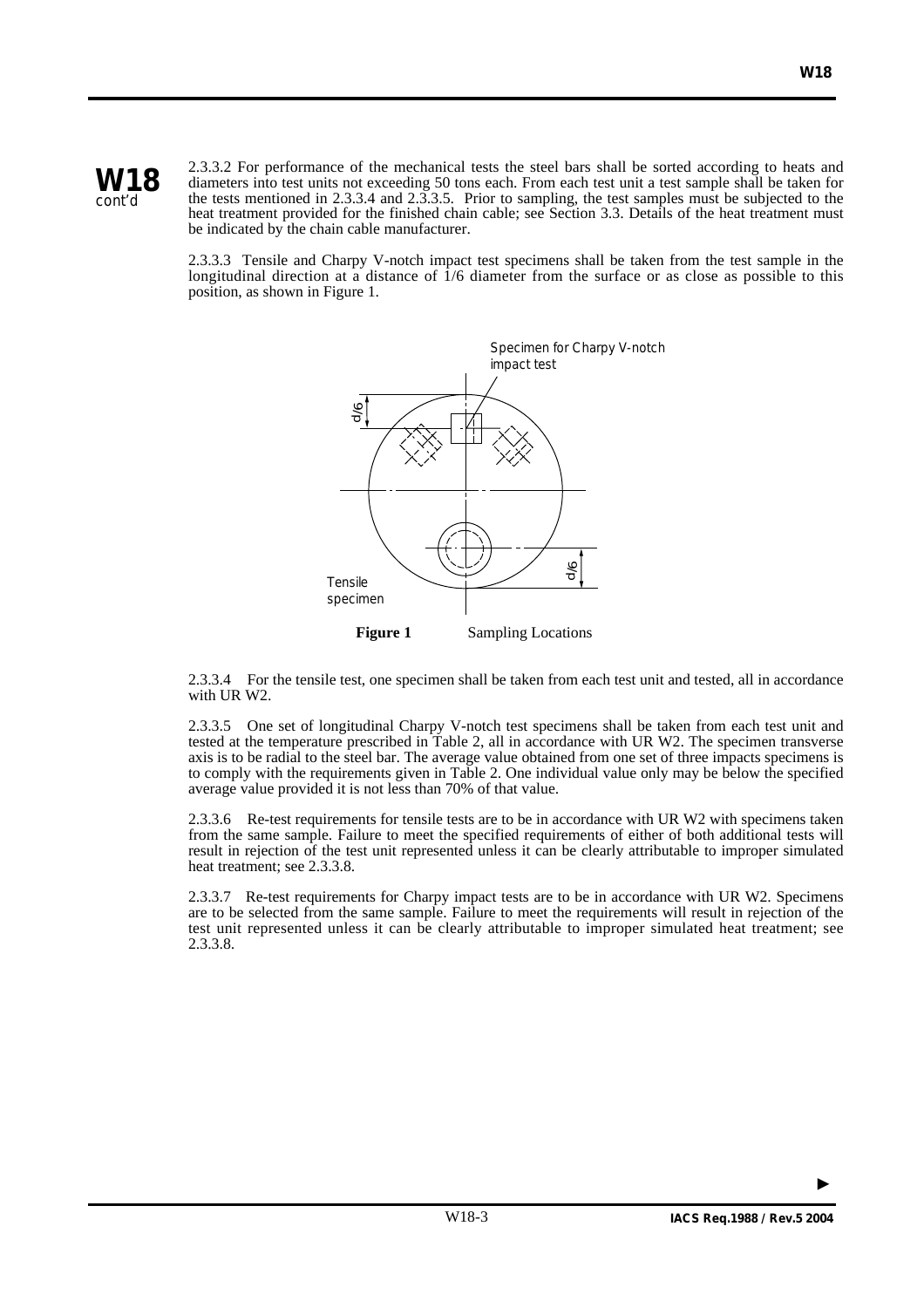2.3.3.2 For performance of the mechanical tests the steel bars shall be sorted according to heats and diameters into test units not exceeding 50 tons each. From each test unit a test sample shall be taken for the tests mentioned in 2.3.3.4 and 2.3.3.5. Prior to sampling, the test samples must be subjected to the heat treatment provided for the finished chain cable; see Section 3.3. Details of the heat treatment must be indicated by the chain cable manufacturer.

2.3.3.3 Tensile and Charpy V-notch impact test specimens shall be taken from the test sample in the longitudinal direction at a distance of 1/6 diameter from the surface or as close as possible to this position, as shown in Figure 1.

Specimen for Charpy V-notch impact test

d/6

d/6

Tensile specimen

**Figure 1** Sampling Locations

2.3.3.4 For the tensile test, one specimen shall be taken from each test unit and tested, all in accordance with UR W2.

2.3.3.5 One set of longitudinal Charpy V-notch test specimens shall be taken from each test unit and tested at the temperature prescribed in Table 2, all in accordance with UR W2. The specimen transverse axis is to be radial to the steel bar. The average value obtained from one set of three impacts specimens is to comply with the requirements given in Table 2. One individual value only may be below the specified average value provided it is not less than 70% of that value.

2.3.3.6 Re-test requirements for tensile tests are to be in accordance with UR W2 with specimens taken from the same sample. Failure to meet the specified requirements of either of both additional tests will result in rejection of the test unit represented unless it can be clearly attributable to improper simulated heat treatment; see 2.3.3.8.

2.3.3.7 Re-test requirements for Charpy impact tests are to be in accordance with UR W2. Specimens are to be selected from the same sample. Failure to meet the requirements will result in rejection of the test unit represented unless it can be clearly attributable to improper simulated heat treatment; see 2.3.3.8.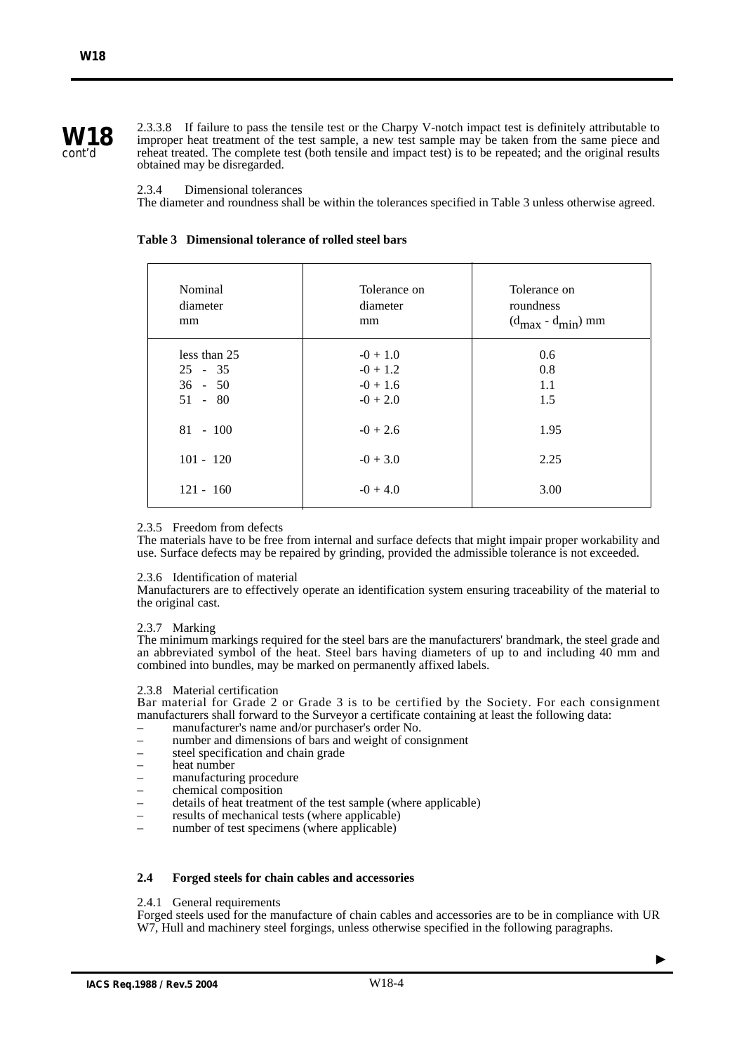2.3.3.8 If failure to pass the tensile test or the Charpy V-notch impact test is definitely attributable to improper heat treatment of the test sample, a new test sample may be taken from the same piece and reheat treated. The complete test (both tensile and impact test) is to be repeated; and the original results obtained may be disregarded.

2.3.4 Dimensional tolerances

The diameter and roundness shall be within the tolerances specified in Table 3 unless otherwise agreed.

**Table 3 Dimensional tolerance of rolled steel bars**

| Nominal diameter mm | Tolerance on diameter mm | Tolerance on roundness $(d_{max} - d_{min})$ mm |
|---|---|---|
| less than 25 | -0 + 1.0 | 0.6 |
| 25 - 35 | -0 + 1.2 | 0.8 |
| 36 - 50 | -0 + 1.6 | 1.1 |
| 51 - 80 | -0 + 2.0 | 1.5 |
| 81 - 100 | -0 + 2.6 | 1.95 |
| 101 - 120 | -0 + 3.0 | 2.25 |
| 121 - 160 | -0 + 4.0 | 3.00 |

2.3.5 Freedom from defects

The materials have to be free from internal and surface defects that might impair proper workability and use. Surface defects may be repaired by grinding, provided the admissible tolerance is not exceeded.

2.3.6 Identification of material

Manufacturers are to effectively operate an identification system ensuring traceability of the material to the original cast.

2.3.7 Marking

The minimum markings required for the steel bars are the manufacturers' brandmark, the steel grade and an abbreviated symbol of the heat. Steel bars having diameters of up to and including 40 mm and combined into bundles, may be marked on permanently affixed labels.

2.3.8 Material certification

Bar material for Grade 2 or Grade 3 is to be certified by the Society. For each consignment manufacturers shall forward to the Surveyor a certificate containing at least the following data:

- manufacturer's name and/or purchaser's order No.
- number and dimensions of bars and weight of consignment
- steel specification and chain grade
- heat number
- manufacturing procedure
- chemical composition
- details of heat treatment of the test sample (where applicable)
- results of mechanical tests (where applicable)
- number of test specimens (where applicable)

### 2.4 Forged steels for chain cables and accessories

2.4.1 General requirements

Forged steels used for the manufacture of chain cables and accessories are to be in compliance with UR W7, Hull and machinery steel forgings, unless otherwise specified in the following paragraphs.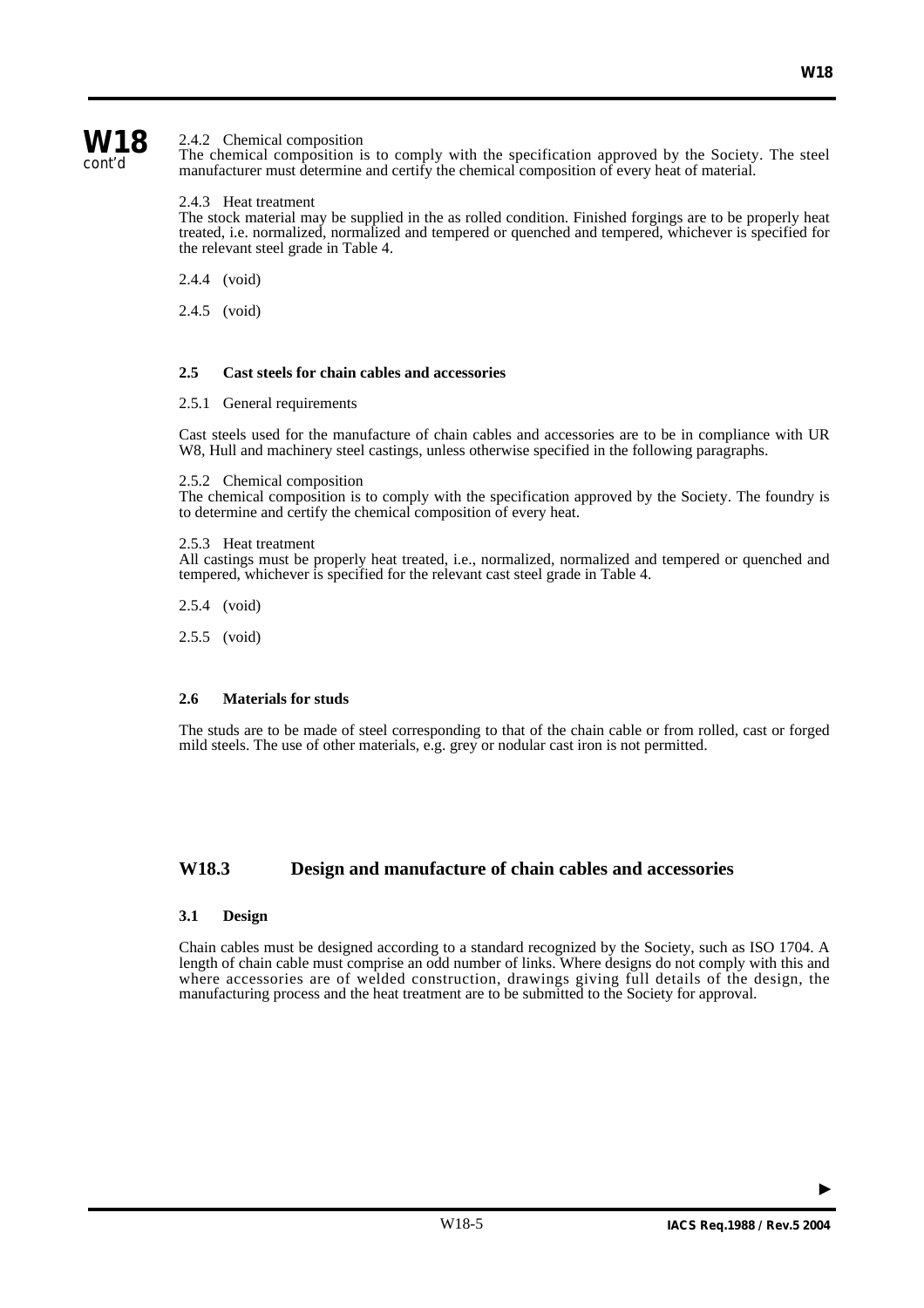2.4.2 Chemical composition
The chemical composition is to comply with the specification approved by the Society. The steel manufacturer must determine and certify the chemical composition of every heat of material.

2.4.3 Heat treatment
The stock material may be supplied in the as rolled condition. Finished forgings are to be properly heat treated, i.e. normalized, normalized and tempered or quenched and tempered, whichever is specified for the relevant steel grade in Table 4.

2.4.4 (void)

2.4.5 (void)

### 2.5 Cast steels for chain cables and accessories

2.5.1 General requirements

Cast steels used for the manufacture of chain cables and accessories are to be in compliance with UR W8, Hull and machinery steel castings, unless otherwise specified in the following paragraphs.

2.5.2 Chemical composition
The chemical composition is to comply with the specification approved by the Society. The foundry is to determine and certify the chemical composition of every heat.

2.5.3 Heat treatment
All castings must be properly heat treated, i.e., normalized, normalized and tempered or quenched and tempered, whichever is specified for the relevant cast steel grade in Table 4.

2.5.4 (void)

2.5.5 (void)

### 2.6 Materials for studs

The studs are to be made of steel corresponding to that of the chain cable or from rolled, cast or forged mild steels. The use of other materials, e.g. grey or nodular cast iron is not permitted.

## W18.3 Design and manufacture of chain cables and accessories

### 3.1 Design

Chain cables must be designed according to a standard recognized by the Society, such as ISO 1704. A length of chain cable must comprise an odd number of links. Where designs do not comply with this and where accessories are of welded construction, drawings giving full details of the design, the manufacturing process and the heat treatment are to be submitted to the Society for approval.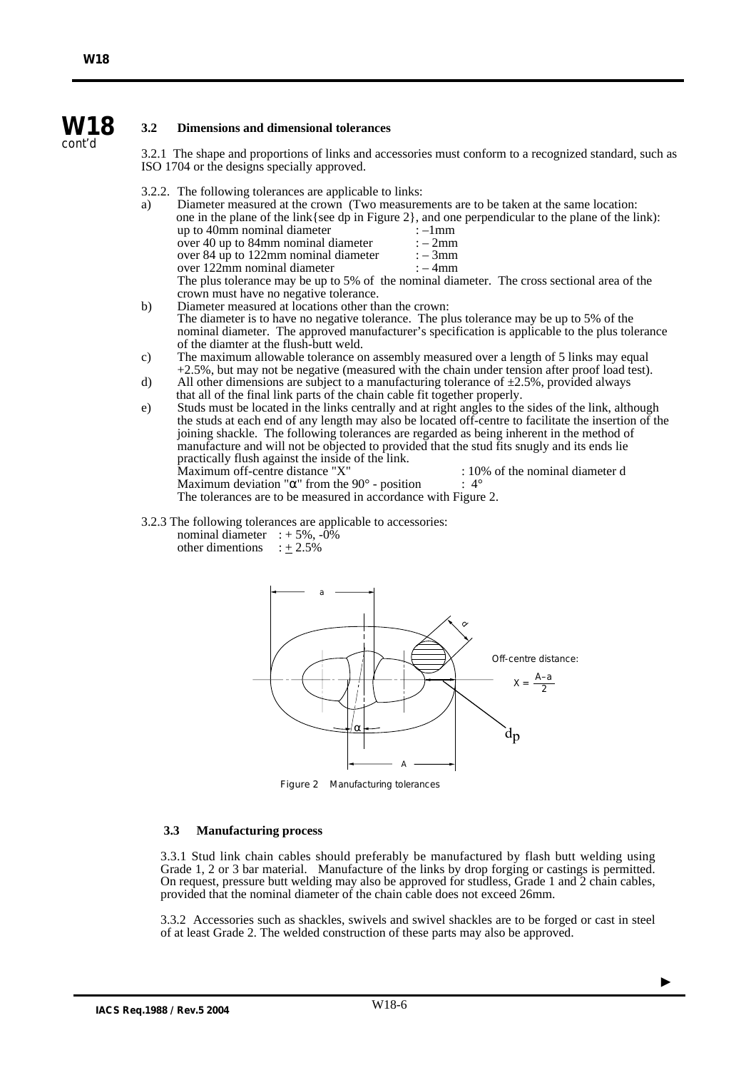### 3.2 Dimensions and dimensional tolerances

3.2.1 The shape and proportions of links and accessories must conform to a recognized standard, such as ISO 1704 or the designs specially approved.

3.2.2. The following tolerances are applicable to links:

a) Diameter measured at the crown (Two measurements are to be taken at the same location: one in the plane of the link{see dp in Figure 2}, and one perpendicular to the plane of the link):

| | |
|---|---|
| up to 40mm nominal diameter | : –1mm |
| over 40 up to 84mm nominal diameter | : – 2mm |
| over 84 up to 122mm nominal diameter | : – 3mm |
| over 122mm nominal diameter | : – 4mm |

The plus tolerance may be up to 5% of the nominal diameter. The cross sectional area of the crown must have no negative tolerance.

b) Diameter measured at locations other than the crown: The diameter is to have no negative tolerance. The plus tolerance may be up to 5% of the nominal diameter. The approved manufacturer's specification is applicable to the plus tolerance of the diamter at the flush-butt weld.

c) The maximum allowable tolerance on assembly measured over a length of 5 links may equal +2.5%, but may not be negative (measured with the chain under tension after proof load test).

d) All other dimensions are subject to a manufacturing tolerance of ±2.5%, provided always that all of the final link parts of the chain cable fit together properly.

e) Studs must be located in the links centrally and at right angles to the sides of the link, although the studs at each end of any length may also be located off-centre to facilitate the insertion of the joining shackle. The following tolerances are regarded as being inherent in the method of manufacture and will not be objected to provided that the stud fits snugly and its ends lie practically flush against the inside of the link.

| | |
|---|---|
| Maximum off-centre distance "X" | : 10% of the nominal diameter d |
| Maximum deviation "α" from the 90° - position | : 4° |

The tolerances are to be measured in accordance with Figure 2.

3.2.3 The following tolerances are applicable to accessories:

nominal diameter : + 5%, -0%
other dimentions : ± 2.5%

Off-centre distance:

$$X = \frac{A-a}{2}$$

Figure 2 Manufacturing tolerances

### 3.3 Manufacturing process

3.3.1 Stud link chain cables should preferably be manufactured by flash butt welding using Grade 1, 2 or 3 bar material. Manufacture of the links by drop forging or castings is permitted. On request, pressure butt welding may also be approved for studless, Grade 1 and 2 chain cables, provided that the nominal diameter of the chain cable does not exceed 26mm.

3.3.2 Accessories such as shackles, swivels and swivel shackles are to be forged or cast in steel of at least Grade 2. The welded construction of these parts may also be approved.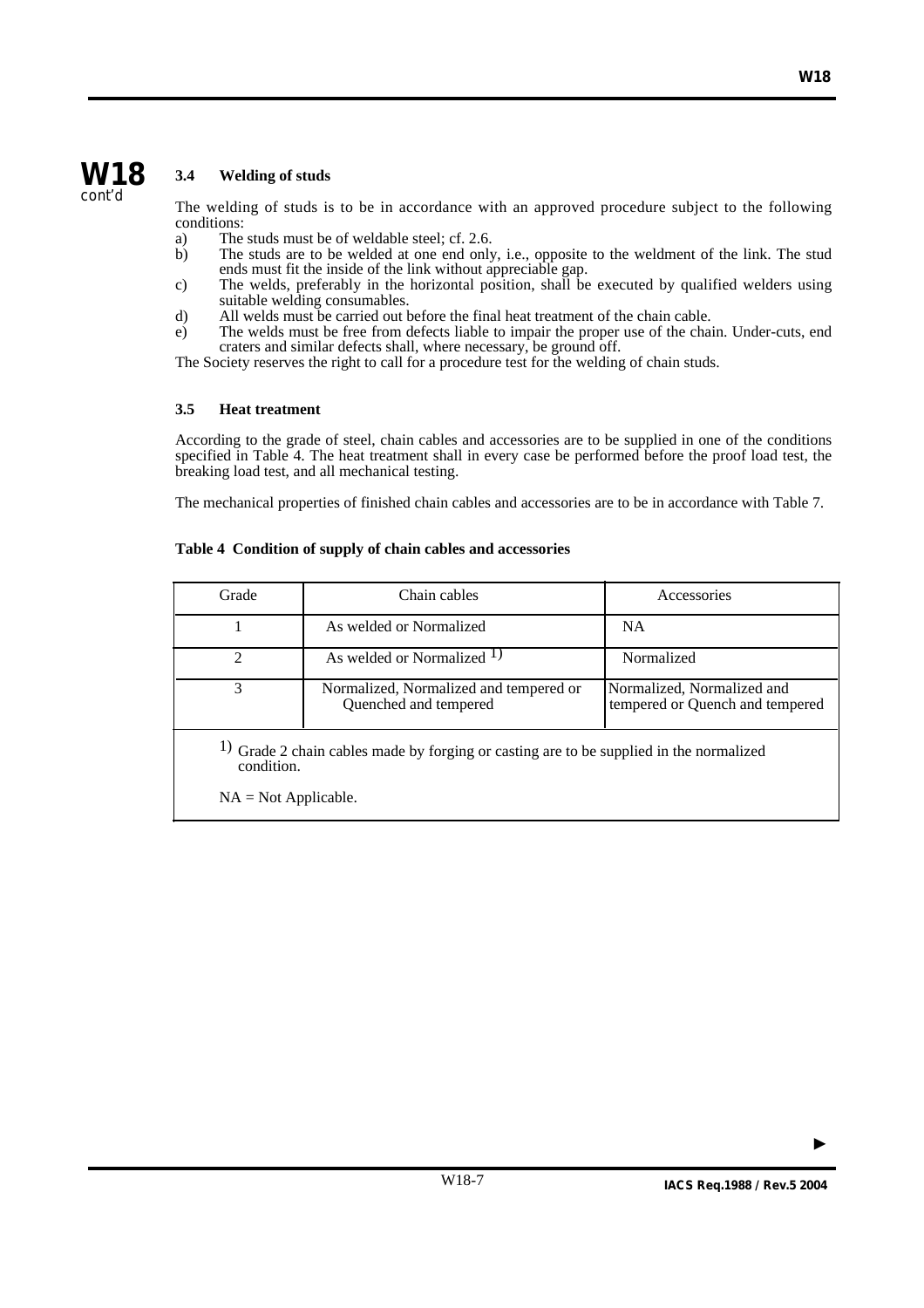### 3.4 Welding of studs

The welding of studs is to be in accordance with an approved procedure subject to the following conditions:

a) The studs must be of weldable steel; cf. 2.6.
b) The studs are to be welded at one end only, i.e., opposite to the weldment of the link. The stud ends must fit the inside of the link without appreciable gap.
c) The welds, preferably in the horizontal position, shall be executed by qualified welders using suitable welding consumables.
d) All welds must be carried out before the final heat treatment of the chain cable.
e) The welds must be free from defects liable to impair the proper use of the chain. Under-cuts, end craters and similar defects shall, where necessary, be ground off.

The Society reserves the right to call for a procedure test for the welding of chain studs.

### 3.5 Heat treatment

According to the grade of steel, chain cables and accessories are to be supplied in one of the conditions specified in Table 4. The heat treatment shall in every case be performed before the proof load test, the breaking load test, and all mechanical testing.

The mechanical properties of finished chain cables and accessories are to be in accordance with Table 7.

**Table 4 Condition of supply of chain cables and accessories**

| Grade | Chain cables | Accessories |
|---|---|---|
| 1 | As welded or Normalized | NA |
| 2 | As welded or Normalized [1] | Normalized |
| 3 | Normalized, Normalized and tempered or Quenched and tempered | Normalized, Normalized and tempered or Quench and tempered |

[1] Grade 2 chain cables made by forging or casting are to be supplied in the normalized condition.

NA = Not Applicable.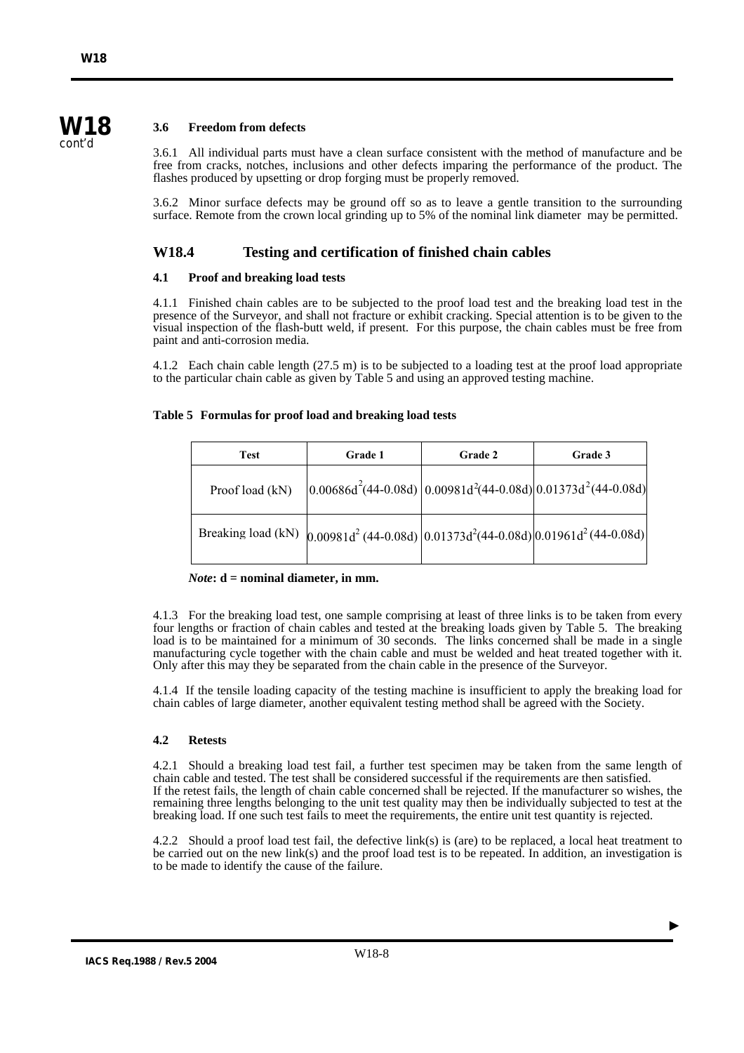### 3.6 Freedom from defects

3.6.1 All individual parts must have a clean surface consistent with the method of manufacture and be free from cracks, notches, inclusions and other defects imparing the performance of the product. The flashes produced by upsetting or drop forging must be properly removed.

3.6.2 Minor surface defects may be ground off so as to leave a gentle transition to the surrounding surface. Remote from the crown local grinding up to 5% of the nominal link diameter may be permitted.

## W18.4 Testing and certification of finished chain cables

### 4.1 Proof and breaking load tests

4.1.1 Finished chain cables are to be subjected to the proof load test and the breaking load test in the presence of the Surveyor, and shall not fracture or exhibit cracking. Special attention is to be given to the visual inspection of the flash-butt weld, if present. For this purpose, the chain cables must be free from paint and anti-corrosion media.

4.1.2 Each chain cable length (27.5 m) is to be subjected to a loading test at the proof load appropriate to the particular chain cable as given by Table 5 and using an approved testing machine.

**Table 5 Formulas for proof load and breaking load tests**

| Test | Grade 1 | Grade 2 | Grade 3 |
|---|---|---|---|
| Proof load (kN) | $0.00686d^2(44-0.08d)$ | $0.00981d^2(44-0.08d)$ | $0.01373d^2(44-0.08d)$ |
| Breaking load (kN) | $0.00981d^2(44-0.08d)$ | $0.01373d^2(44-0.08d)$ | $0.01961d^2(44-0.08d)$ |

***Note*: d = nominal diameter, in mm.**

4.1.3 For the breaking load test, one sample comprising at least of three links is to be taken from every four lengths or fraction of chain cables and tested at the breaking loads given by Table 5. The breaking load is to be maintained for a minimum of 30 seconds. The links concerned shall be made in a single manufacturing cycle together with the chain cable and must be welded and heat treated together with it. Only after this may they be separated from the chain cable in the presence of the Surveyor.

4.1.4 If the tensile loading capacity of the testing machine is insufficient to apply the breaking load for chain cables of large diameter, another equivalent testing method shall be agreed with the Society.

### 4.2 Retests

4.2.1 Should a breaking load test fail, a further test specimen may be taken from the same length of chain cable and tested. The test shall be considered successful if the requirements are then satisfied.
If the retest fails, the length of chain cable concerned shall be rejected. If the manufacturer so wishes, the remaining three lengths belonging to the unit test quality may then be individually subjected to test at the breaking load. If one such test fails to meet the requirements, the entire unit test quantity is rejected.

4.2.2 Should a proof load test fail, the defective link(s) is (are) to be replaced, a local heat treatment to be carried out on the new link(s) and the proof load test is to be repeated. In addition, an investigation is to be made to identify the cause of the failure.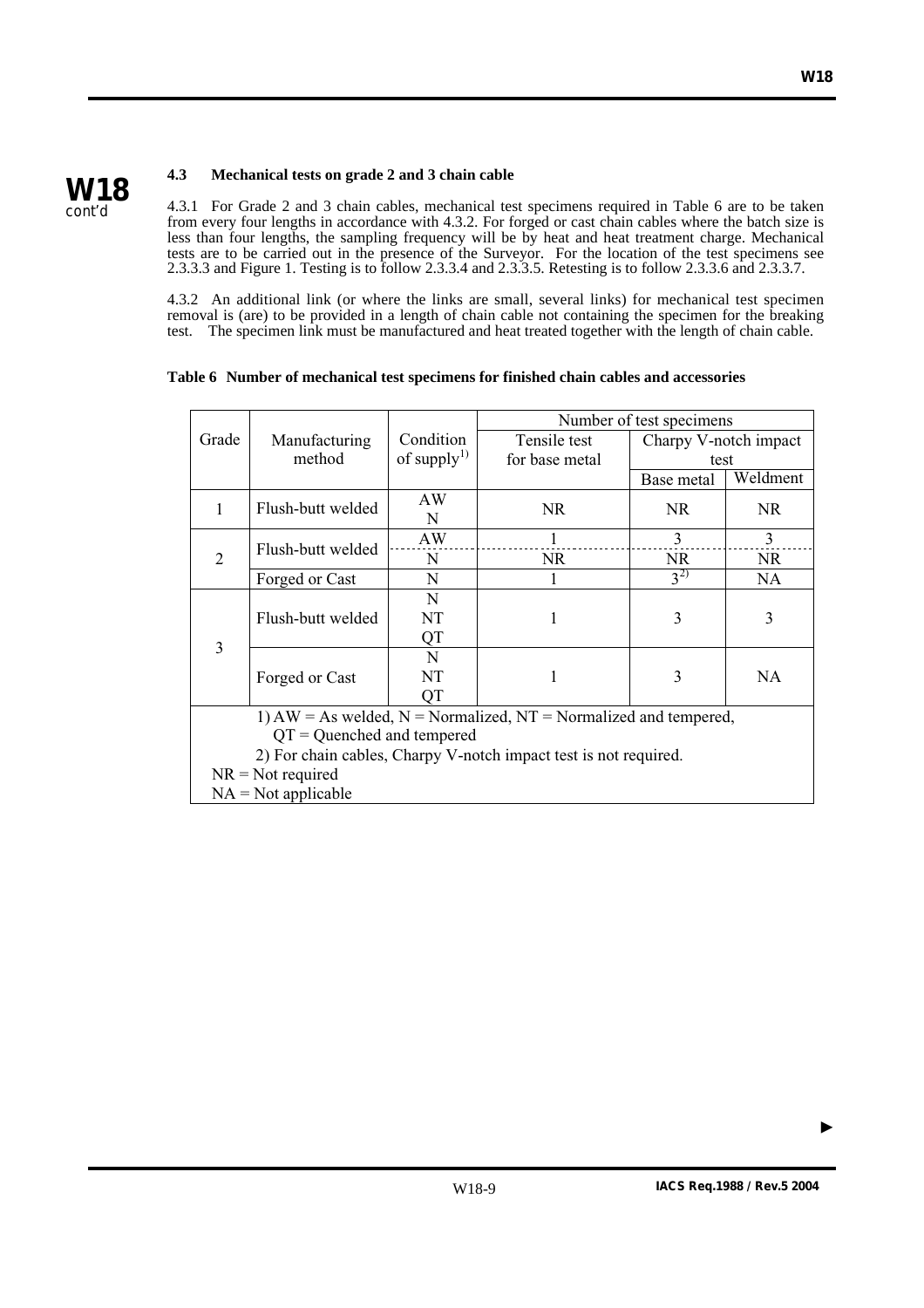### 4.3 Mechanical tests on grade 2 and 3 chain cable

4.3.1 For Grade 2 and 3 chain cables, mechanical test specimens required in Table 6 are to be taken from every four lengths in accordance with 4.3.2. For forged or cast chain cables where the batch size is less than four lengths, the sampling frequency will be by heat and heat treatment charge. Mechanical tests are to be carried out in the presence of the Surveyor. For the location of the test specimens see 2.3.3.3 and Figure 1. Testing is to follow 2.3.3.4 and 2.3.3.5. Retesting is to follow 2.3.3.6 and 2.3.3.7.

4.3.2 An additional link (or where the links are small, several links) for mechanical test specimen removal is (are) to be provided in a length of chain cable not containing the specimen for the breaking test. The specimen link must be manufactured and heat treated together with the length of chain cable.

**Table 6 Number of mechanical test specimens for finished chain cables and accessories**

| Grade | Manufacturing method | Condition of supply[1] | Number of test specimens | | |
|---|---|---|---|---|---|
| | | | Tensile test for base metal | Charpy V-notch impact test | |
| | | | | Base metal | Weldment |
| 1 | Flush-butt welded | AW<br>N | NR | NR | NR |
| 2 | Flush-butt welded | AW | 1 | 3 | 3 |
| | | N | NR | NR | NR |
| | Forged or Cast | N | 1 | 3[2] | NA |
| 3 | Flush-butt welded | N<br>NT<br>QT | 1 | 3 | 3 |
| | Forged or Cast | N<br>NT<br>QT | 1 | 3 | NA |

1) AW = As welded, N = Normalized, NT = Normalized and tempered, QT = Quenched and tempered

2) For chain cables, Charpy V-notch impact test is not required.

NR = Not required

NA = Not applicable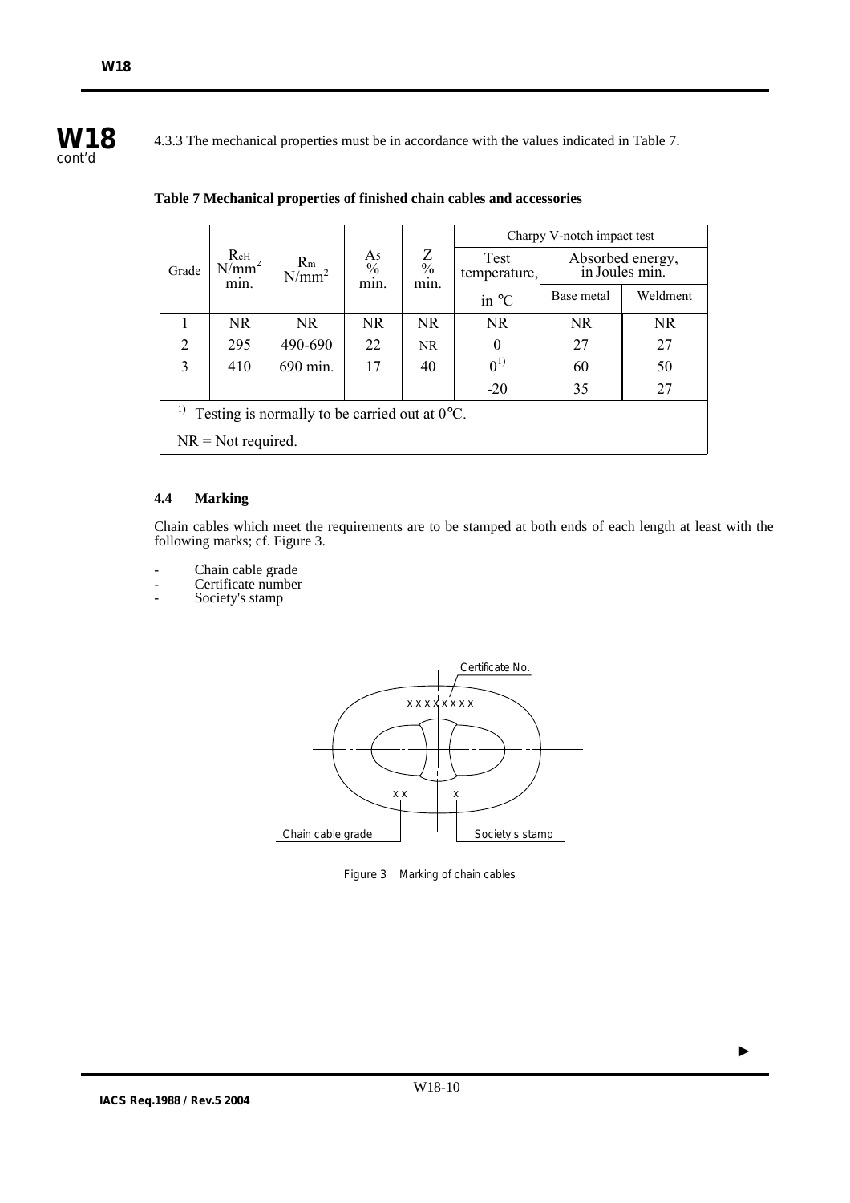4.3.3 The mechanical properties must be in accordance with the values indicated in Table 7.

**Table 7 Mechanical properties of finished chain cables and accessories**

| Grade | $R_{eH}$ N/mm² min. | $R_m$ N/mm² | $A_5$ % min. | Z % min. | Charpy V-notch impact test | | |
|---|---|---|---|---|---|---|---|
| | | | | | Test temperature, in °C | Absorbed energy, in Joules min. | |
| | | | | | | Base metal | Weldment |
| 1 | NR | NR | NR | NR | NR | NR | NR |
| 2 | 295 | 490-690 | 22 | NR | 0 | 27 | 27 |
| 3 | 410 | 690 min. | 17 | 40 | 0[1] | 60 | 50 |
| | | | | | -20 | 35 | 27 |

[1] Testing is normally to be carried out at 0°C.

NR = Not required.

### 4.4 Marking

Chain cables which meet the requirements are to be stamped at both ends of each length at least with the following marks; cf. Figure 3.

- Chain cable grade
- Certificate number
- Society's stamp

Certificate No.

x x x x x x x x

x x    x

Chain cable grade    Society's stamp

Figure 3 Marking of chain cables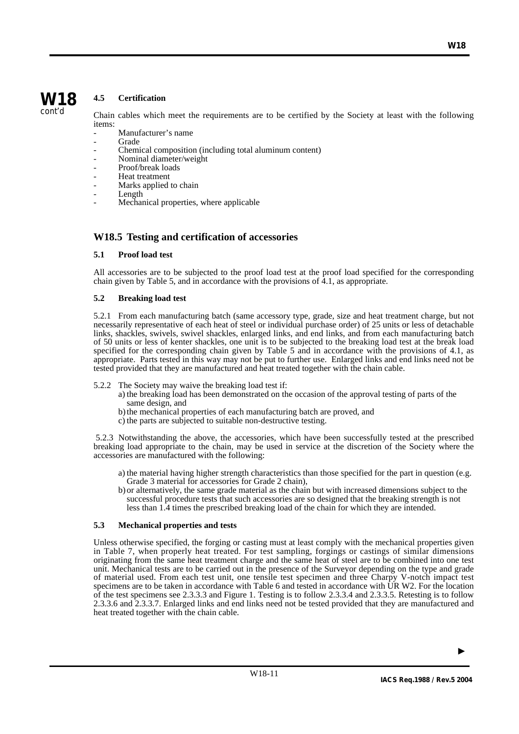**W18**
*cont'd*

#### 4.5 Certification

Chain cables which meet the requirements are to be certified by the Society at least with the following items:

- Manufacturer's name
- Grade
- Chemical composition (including total aluminum content)
- Nominal diameter/weight
- Proof/break loads
- Heat treatment
- Marks applied to chain
- Length
- Mechanical properties, where applicable

## W18.5 Testing and certification of accessories

#### 5.1 Proof load test

All accessories are to be subjected to the proof load test at the proof load specified for the corresponding chain given by Table 5, and in accordance with the provisions of 4.1, as appropriate.

#### 5.2 Breaking load test

5.2.1 From each manufacturing batch (same accessory type, grade, size and heat treatment charge, but not necessarily representative of each heat of steel or individual purchase order) of 25 units or less of detachable links, shackles, swivels, swivel shackles, enlarged links, and end links, and from each manufacturing batch of 50 units or less of kenter shackles, one unit is to be subjected to the breaking load test at the break load specified for the corresponding chain given by Table 5 and in accordance with the provisions of 4.1, as appropriate. Parts tested in this way may not be put to further use. Enlarged links and end links need not be tested provided that they are manufactured and heat treated together with the chain cable.

5.2.2 The Society may waive the breaking load test if:

a) the breaking load has been demonstrated on the occasion of the approval testing of parts of the same design, and
b) the mechanical properties of each manufacturing batch are proved, and
c) the parts are subjected to suitable non-destructive testing.

5.2.3 Notwithstanding the above, the accessories, which have been successfully tested at the prescribed breaking load appropriate to the chain, may be used in service at the discretion of the Society where the accessories are manufactured with the following:

a) the material having higher strength characteristics than those specified for the part in question (e.g. Grade 3 material for accessories for Grade 2 chain),
b) or alternatively, the same grade material as the chain but with increased dimensions subject to the successful procedure tests that such accessories are so designed that the breaking strength is not less than 1.4 times the prescribed breaking load of the chain for which they are intended.

#### 5.3 Mechanical properties and tests

Unless otherwise specified, the forging or casting must at least comply with the mechanical properties given in Table 7, when properly heat treated. For test sampling, forgings or castings of similar dimensions originating from the same heat treatment charge and the same heat of steel are to be combined into one test unit. Mechanical tests are to be carried out in the presence of the Surveyor depending on the type and grade of material used. From each test unit, one tensile test specimen and three Charpy V-notch impact test specimens are to be taken in accordance with Table 6 and tested in accordance with UR W2. For the location of the test specimens see 2.3.3.3 and Figure 1. Testing is to follow 2.3.3.4 and 2.3.3.5. Retesting is to follow 2.3.3.6 and 2.3.3.7. Enlarged links and end links need not be tested provided that they are manufactured and heat treated together with the chain cable.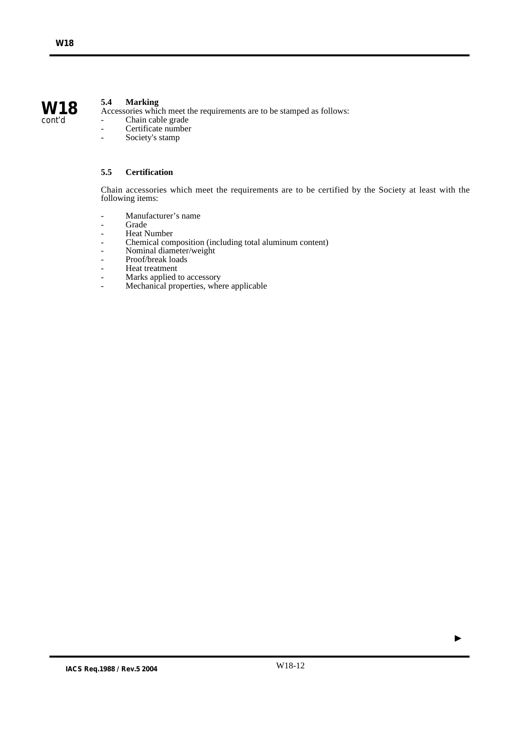### 5.4 Marking

Accessories which meet the requirements are to be stamped as follows:

- Chain cable grade
- Certificate number
- Society's stamp

### 5.5 Certification

Chain accessories which meet the requirements are to be certified by the Society at least with the following items:

- Manufacturer's name
- Grade
- Heat Number
- Chemical composition (including total aluminum content)
- Nominal diameter/weight
- Proof/break loads
- Heat treatment
- Marks applied to accessory
- Mechanical properties, where applicable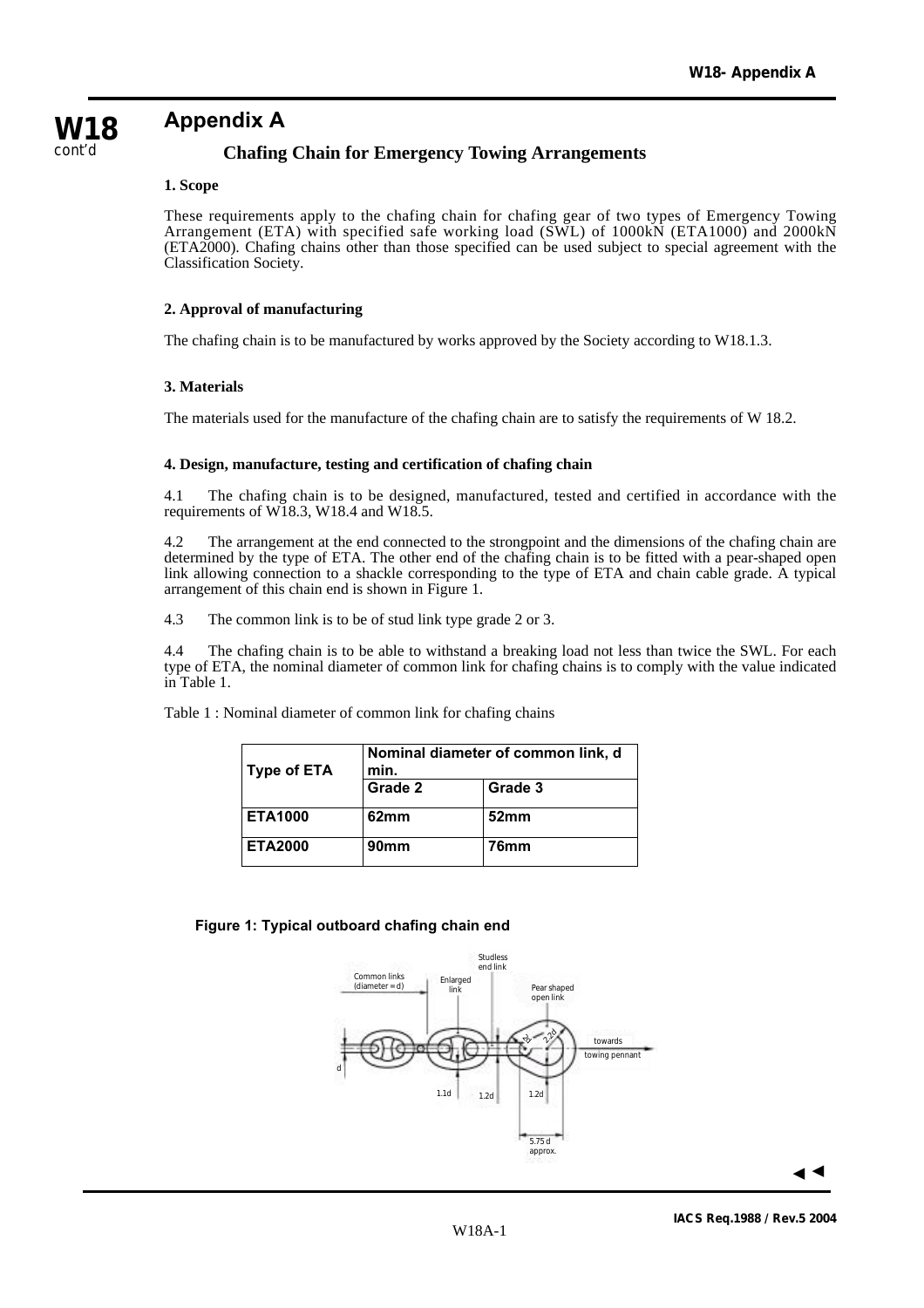## Appendix A

### Chafing Chain for Emergency Towing Arrangements

**1. Scope**

These requirements apply to the chafing chain for chafing gear of two types of Emergency Towing Arrangement (ETA) with specified safe working load (SWL) of 1000kN (ETA1000) and 2000kN (ETA2000). Chafing chains other than those specified can be used subject to special agreement with the Classification Society.

**2. Approval of manufacturing**

The chafing chain is to be manufactured by works approved by the Society according to W18.1.3.

**3. Materials**

The materials used for the manufacture of the chafing chain are to satisfy the requirements of W 18.2.

**4. Design, manufacture, testing and certification of chafing chain**

4.1 The chafing chain is to be designed, manufactured, tested and certified in accordance with the requirements of W18.3, W18.4 and W18.5.

4.2 The arrangement at the end connected to the strongpoint and the dimensions of the chafing chain are determined by the type of ETA. The other end of the chafing chain is to be fitted with a pear-shaped open link allowing connection to a shackle corresponding to the type of ETA and chain cable grade. A typical arrangement of this chain end is shown in Figure 1.

4.3 The common link is to be of stud link type grade 2 or 3.

4.4 The chafing chain is to be able to withstand a breaking load not less than twice the SWL. For each type of ETA, the nominal diameter of common link for chafing chains is to comply with the value indicated in Table 1.

Table 1 : Nominal diameter of common link for chafing chains

| Type of ETA | Nominal diameter of common link, d min. | |
|---|---|---|
| | Grade 2 | Grade 3 |
| ETA1000 | 62mm | 52mm |
| ETA2000 | 90mm | 76mm |

**Figure 1: Typical outboard chafing chain end**

Common links (diameter = d)
Enlarged link
Studless end link
Pear shaped open link
towards towing pennant
d
1.1d
1.2d
1.2d
2d
2.2d
5.75 d approx.